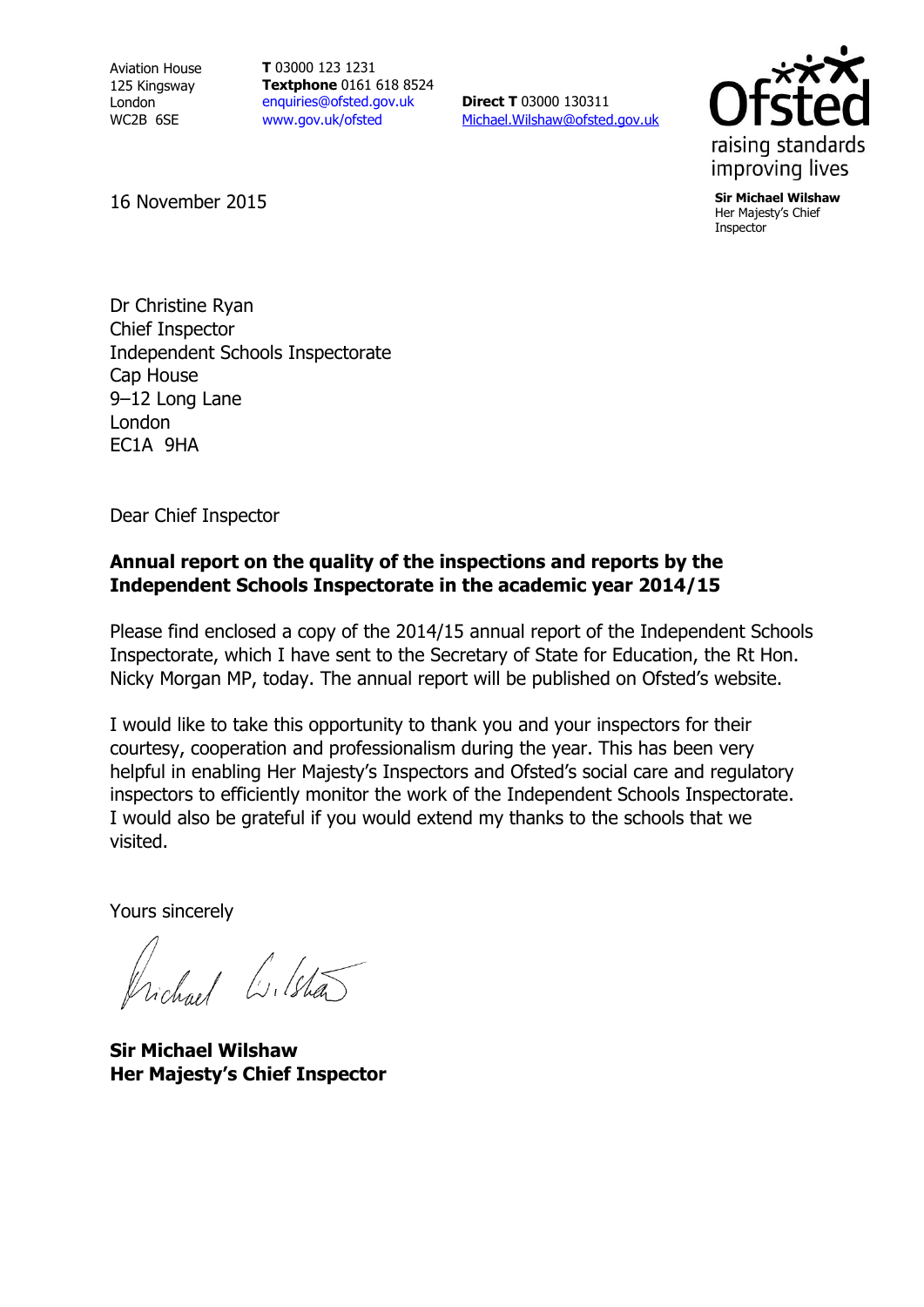Aviation House
125 Kingsway
London
WC2B 6SE

**T** 03000 123 1231
**Textphone** 0161 618 8524
enquiries@ofsted.gov.uk
www.gov.uk/ofsted

**Direct T** 03000 130311
Michael.Wilshaw@ofsted.gov.uk

raising standards
improving lives

**Sir Michael Wilshaw**
Her Majesty's Chief Inspector

16 November 2015

Dr Christine Ryan
Chief Inspector
Independent Schools Inspectorate
Cap House
9–12 Long Lane
London
EC1A 9HA

Dear Chief Inspector

**Annual report on the quality of the inspections and reports by the Independent Schools Inspectorate in the academic year 2014/15**

Please find enclosed a copy of the 2014/15 annual report of the Independent Schools Inspectorate, which I have sent to the Secretary of State for Education, the Rt Hon. Nicky Morgan MP, today. The annual report will be published on Ofsted's website.

I would like to take this opportunity to thank you and your inspectors for their courtesy, cooperation and professionalism during the year. This has been very helpful in enabling Her Majesty's Inspectors and Ofsted's social care and regulatory inspectors to efficiently monitor the work of the Independent Schools Inspectorate. I would also be grateful if you would extend my thanks to the schools that we visited.

Yours sincerely

**Sir Michael Wilshaw**
**Her Majesty's Chief Inspector**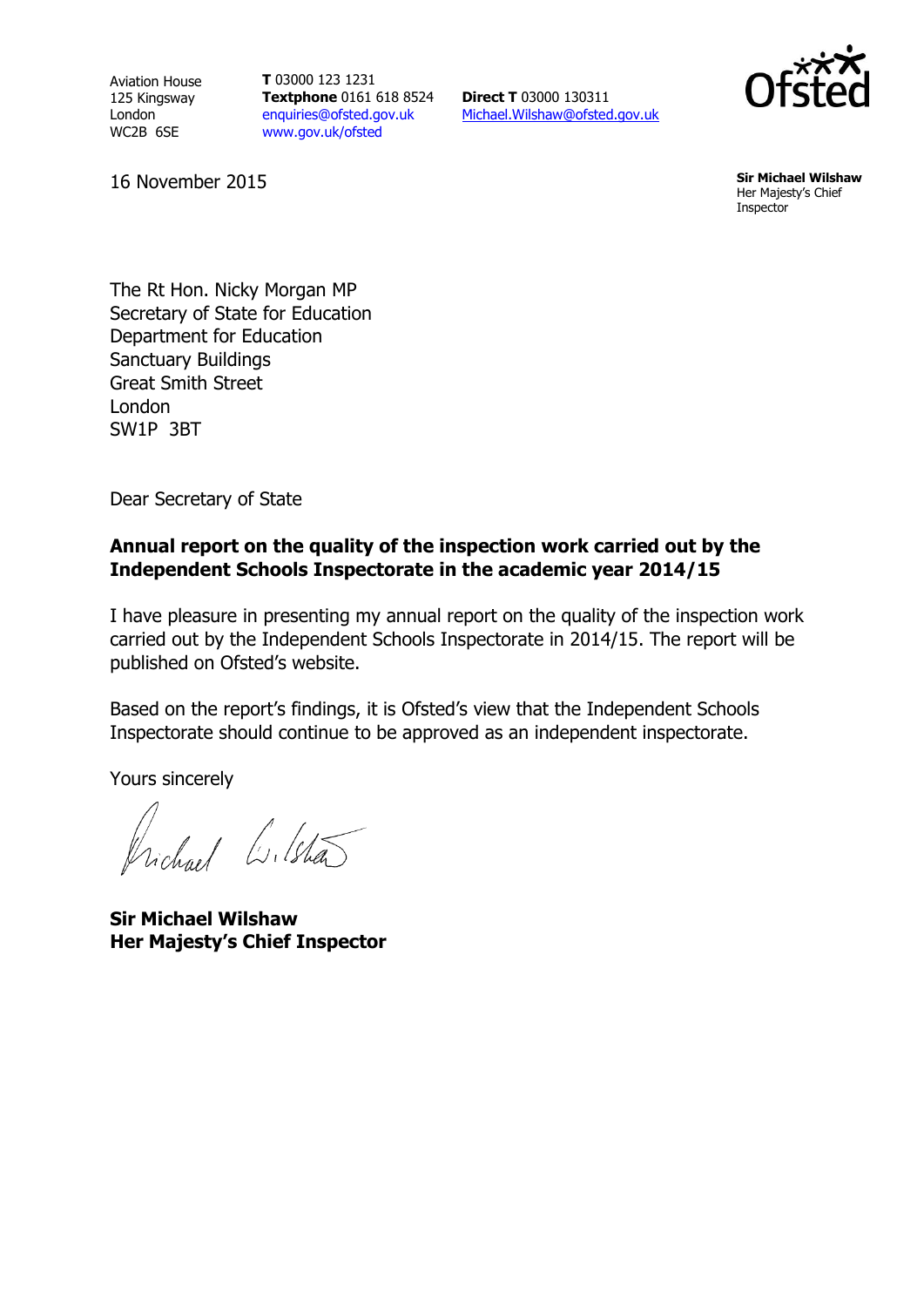Aviation House
125 Kingsway
London
WC2B 6SE

**T** 03000 123 1231
**Textphone** 0161 618 8524
enquiries@ofsted.gov.uk
www.gov.uk/ofsted

**Direct T** 03000 130311
Michael.Wilshaw@ofsted.gov.uk

**Sir Michael Wilshaw**
Her Majesty's Chief Inspector

16 November 2015

The Rt Hon. Nicky Morgan MP
Secretary of State for Education
Department for Education
Sanctuary Buildings
Great Smith Street
London
SW1P 3BT

Dear Secretary of State

**Annual report on the quality of the inspection work carried out by the Independent Schools Inspectorate in the academic year 2014/15**

I have pleasure in presenting my annual report on the quality of the inspection work carried out by the Independent Schools Inspectorate in 2014/15. The report will be published on Ofsted's website.

Based on the report's findings, it is Ofsted's view that the Independent Schools Inspectorate should continue to be approved as an independent inspectorate.

Yours sincerely

**Sir Michael Wilshaw**
**Her Majesty's Chief Inspector**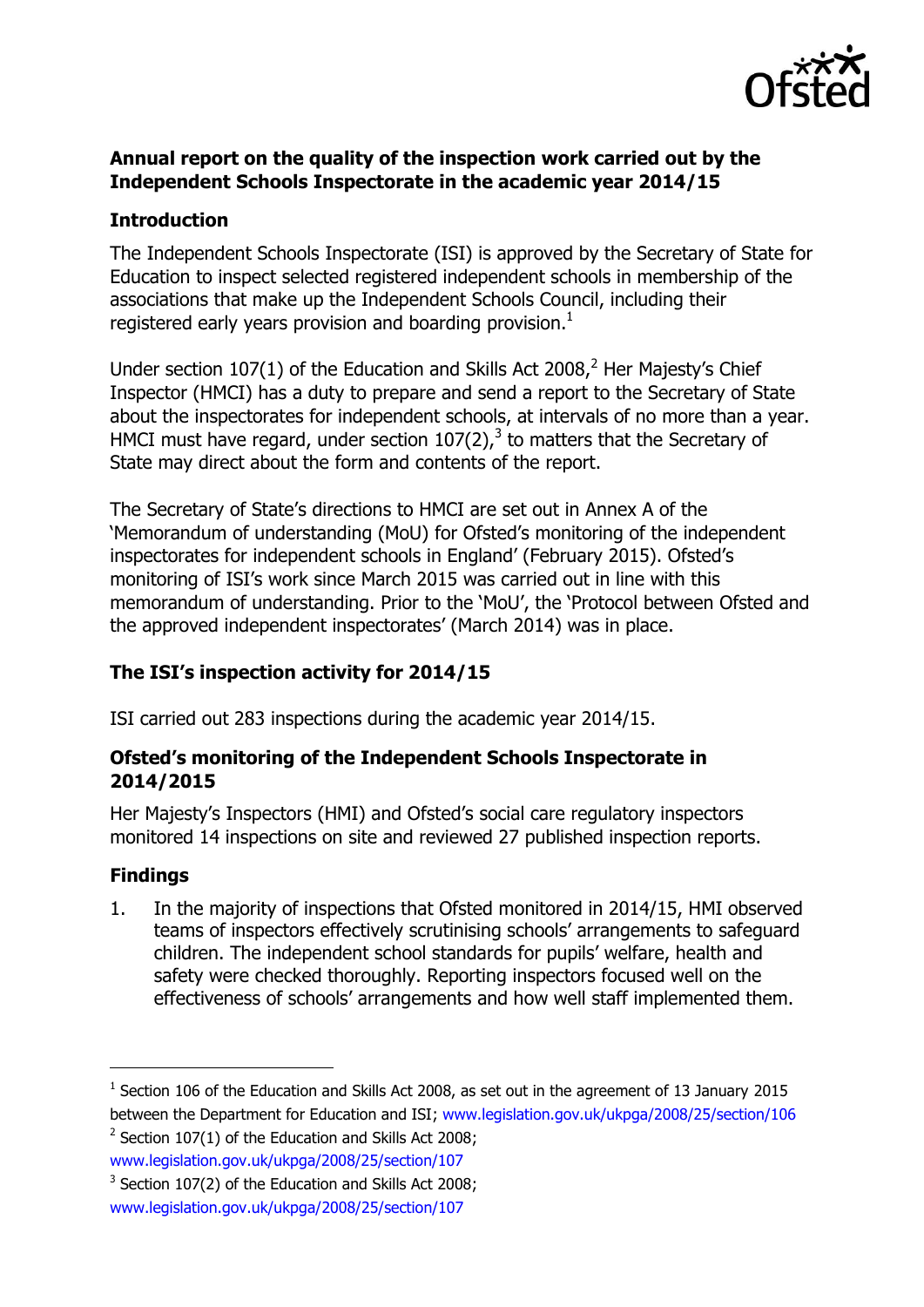**Annual report on the quality of the inspection work carried out by the Independent Schools Inspectorate in the academic year 2014/15**

## Introduction

The Independent Schools Inspectorate (ISI) is approved by the Secretary of State for Education to inspect selected registered independent schools in membership of the associations that make up the Independent Schools Council, including their registered early years provision and boarding provision.[1]

Under section 107(1) of the Education and Skills Act 2008,[2] Her Majesty's Chief Inspector (HMCI) has a duty to prepare and send a report to the Secretary of State about the inspectorates for independent schools, at intervals of no more than a year. HMCI must have regard, under section 107(2),[3] to matters that the Secretary of State may direct about the form and contents of the report.

The Secretary of State's directions to HMCI are set out in Annex A of the 'Memorandum of understanding (MoU) for Ofsted's monitoring of the independent inspectorates for independent schools in England' (February 2015). Ofsted's monitoring of ISI's work since March 2015 was carried out in line with this memorandum of understanding. Prior to the 'MoU', the 'Protocol between Ofsted and the approved independent inspectorates' (March 2014) was in place.

## The ISI's inspection activity for 2014/15

ISI carried out 283 inspections during the academic year 2014/15.

## Ofsted's monitoring of the Independent Schools Inspectorate in 2014/2015

Her Majesty's Inspectors (HMI) and Ofsted's social care regulatory inspectors monitored 14 inspections on site and reviewed 27 published inspection reports.

## Findings

1. In the majority of inspections that Ofsted monitored in 2014/15, HMI observed teams of inspectors effectively scrutinising schools' arrangements to safeguard children. The independent school standards for pupils' welfare, health and safety were checked thoroughly. Reporting inspectors focused well on the effectiveness of schools' arrangements and how well staff implemented them.

---

[1] Section 106 of the Education and Skills Act 2008, as set out in the agreement of 13 January 2015 between the Department for Education and ISI; www.legislation.gov.uk/ukpga/2008/25/section/106

[2] Section 107(1) of the Education and Skills Act 2008; www.legislation.gov.uk/ukpga/2008/25/section/107

[3] Section 107(2) of the Education and Skills Act 2008; www.legislation.gov.uk/ukpga/2008/25/section/107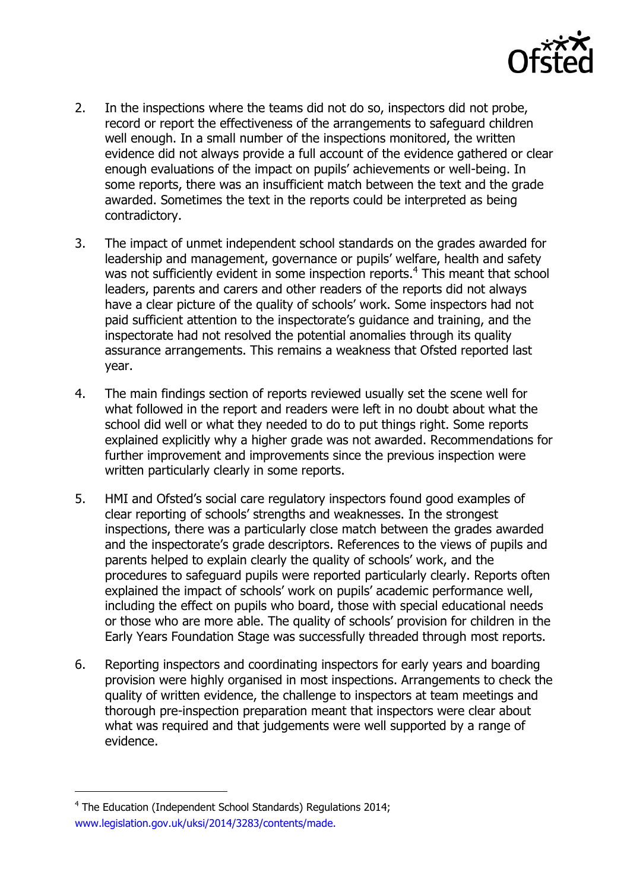2. In the inspections where the teams did not do so, inspectors did not probe, record or report the effectiveness of the arrangements to safeguard children well enough. In a small number of the inspections monitored, the written evidence did not always provide a full account of the evidence gathered or clear enough evaluations of the impact on pupils' achievements or well-being. In some reports, there was an insufficient match between the text and the grade awarded. Sometimes the text in the reports could be interpreted as being contradictory.

3. The impact of unmet independent school standards on the grades awarded for leadership and management, governance or pupils' welfare, health and safety was not sufficiently evident in some inspection reports.[4] This meant that school leaders, parents and carers and other readers of the reports did not always have a clear picture of the quality of schools' work. Some inspectors had not paid sufficient attention to the inspectorate's guidance and training, and the inspectorate had not resolved the potential anomalies through its quality assurance arrangements. This remains a weakness that Ofsted reported last year.

4. The main findings section of reports reviewed usually set the scene well for what followed in the report and readers were left in no doubt about what the school did well or what they needed to do to put things right. Some reports explained explicitly why a higher grade was not awarded. Recommendations for further improvement and improvements since the previous inspection were written particularly clearly in some reports.

5. HMI and Ofsted's social care regulatory inspectors found good examples of clear reporting of schools' strengths and weaknesses. In the strongest inspections, there was a particularly close match between the grades awarded and the inspectorate's grade descriptors. References to the views of pupils and parents helped to explain clearly the quality of schools' work, and the procedures to safeguard pupils were reported particularly clearly. Reports often explained the impact of schools' work on pupils' academic performance well, including the effect on pupils who board, those with special educational needs or those who are more able. The quality of schools' provision for children in the Early Years Foundation Stage was successfully threaded through most reports.

6. Reporting inspectors and coordinating inspectors for early years and boarding provision were highly organised in most inspections. Arrangements to check the quality of written evidence, the challenge to inspectors at team meetings and thorough pre-inspection preparation meant that inspectors were clear about what was required and that judgements were well supported by a range of evidence.

---

[4] The Education (Independent School Standards) Regulations 2014; www.legislation.gov.uk/uksi/2014/3283/contents/made.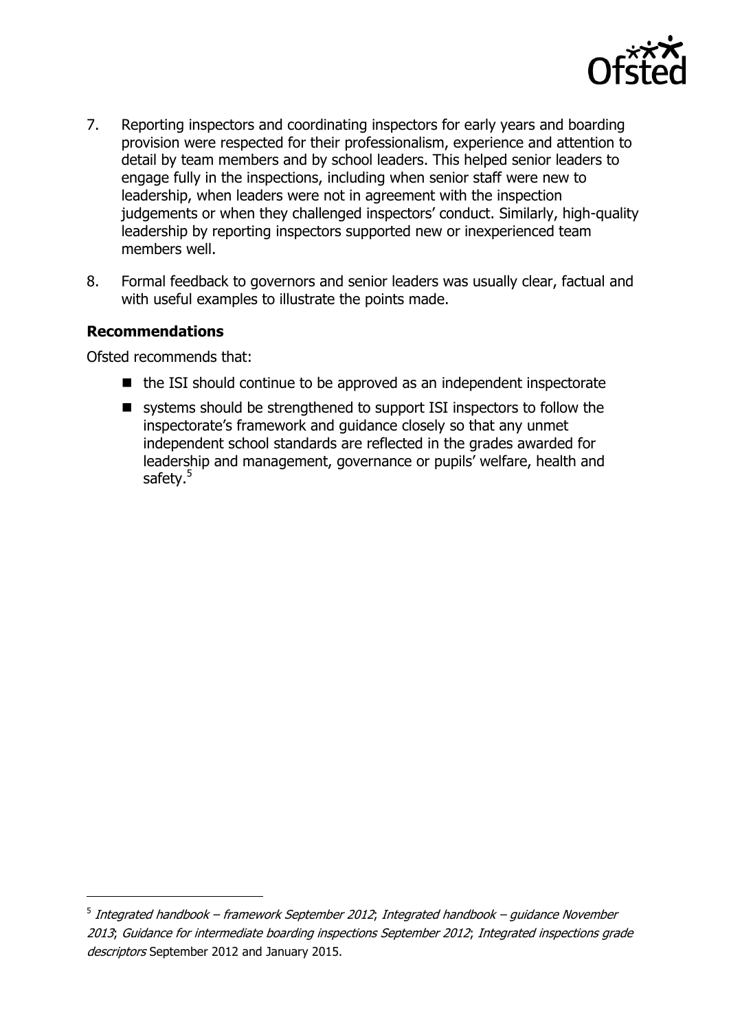7. Reporting inspectors and coordinating inspectors for early years and boarding provision were respected for their professionalism, experience and attention to detail by team members and by school leaders. This helped senior leaders to engage fully in the inspections, including when senior staff were new to leadership, when leaders were not in agreement with the inspection judgements or when they challenged inspectors' conduct. Similarly, high-quality leadership by reporting inspectors supported new or inexperienced team members well.

8. Formal feedback to governors and senior leaders was usually clear, factual and with useful examples to illustrate the points made.

### Recommendations

Ofsted recommends that:

- the ISI should continue to be approved as an independent inspectorate
- systems should be strengthened to support ISI inspectors to follow the inspectorate's framework and guidance closely so that any unmet independent school standards are reflected in the grades awarded for leadership and management, governance or pupils' welfare, health and safety.[5]

---

[5] *Integrated handbook – framework September 2012*; *Integrated handbook – guidance November 2013*; *Guidance for intermediate boarding inspections September 2012*; *Integrated inspections grade descriptors* September 2012 and January 2015.